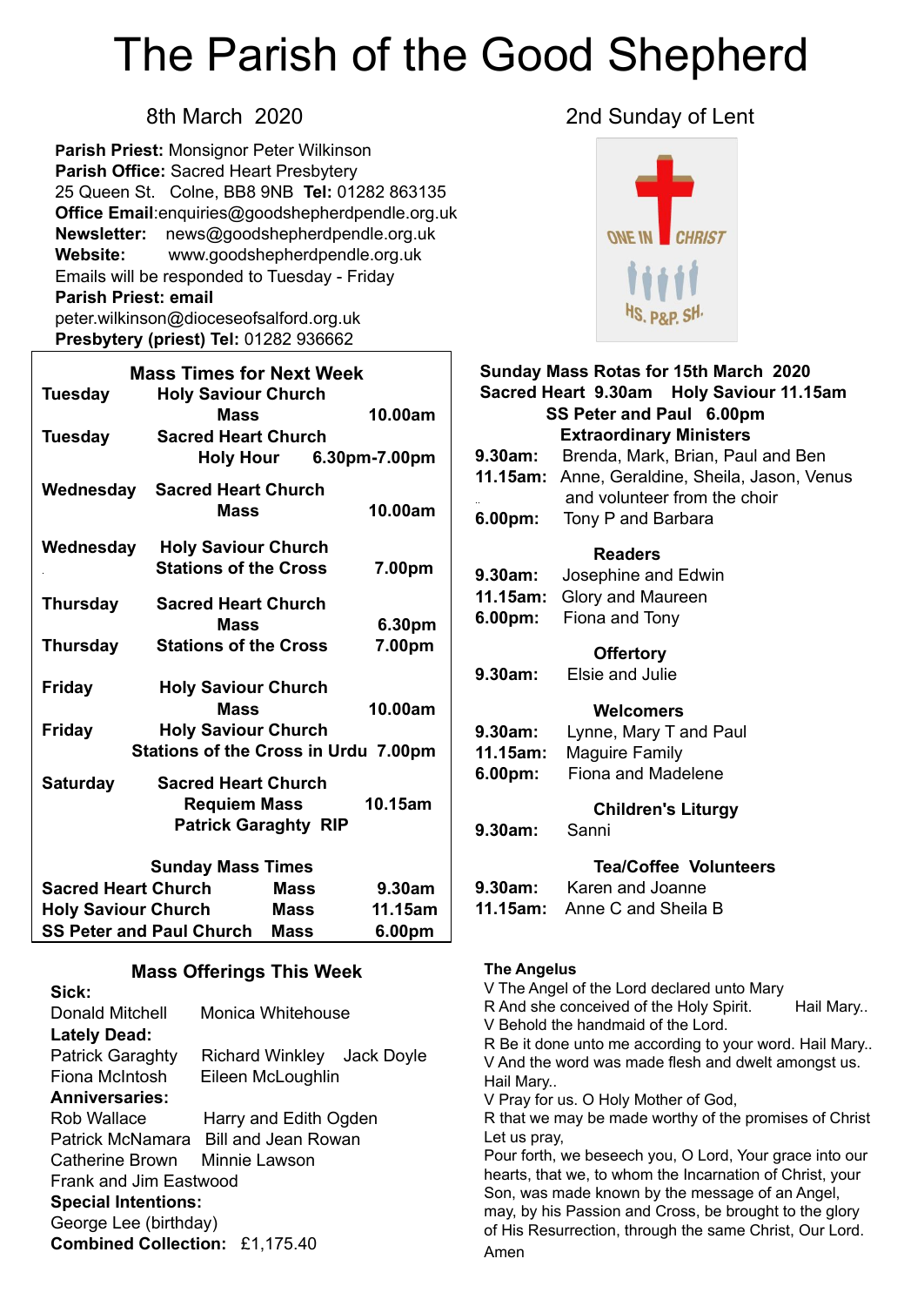# The Parish of the Good Shepherd

8th March 2020

2nd Sunday of Lent

**Parish Priest:** Monsignor Peter Wilkinson
**Parish Office:** Sacred Heart Presbytery
25 Queen St. Colne, BB8 9NB **Tel:** 01282 863135
**Office Email**:enquiries@goodshepherdpendle.org.uk
**Newsletter:** news@goodshepherdpendle.org.uk
**Website:** www.goodshepherdpendle.org.uk
Emails will be responded to Tuesday - Friday
**Parish Priest: email**
peter.wilkinson@dioceseofsalford.org.uk
**Presbytery (priest) Tel:** 01282 936662

## Mass Times for Next Week

| Day | Church / Service | Time |
|---|---|---|
| **Tuesday** | **Holy Saviour Church** **Mass** | **10.00am** |
| **Tuesday** | **Sacred Heart Church** **Holy Hour** | **6.30pm-7.00pm** |
| **Wednesday** | **Sacred Heart Church** **Mass** | **10.00am** |
| **Wednesday** | **Holy Saviour Church** **Stations of the Cross** | **7.00pm** |
| **Thursday** | **Sacred Heart Church** **Mass** | **6.30pm** |
| **Thursday** | **Stations of the Cross** | **7.00pm** |
| **Friday** | **Holy Saviour Church** **Mass** | **10.00am** |
| **Friday** | **Holy Saviour Church** **Stations of the Cross in Urdu** | **7.00pm** |
| **Saturday** | **Sacred Heart Church** **Requiem Mass** **Patrick Garaghty RIP** | **10.15am** |

**Sunday Mass Times**

| Church | | Time |
|---|---|---|
| **Sacred Heart Church** | **Mass** | **9.30am** |
| **Holy Saviour Church** | **Mass** | **11.15am** |
| **SS Peter and Paul Church** | **Mass** | **6.00pm** |

## Mass Offerings This Week

**Sick:**
Donald Mitchell   Monica Whitehouse
**Lately Dead:**
Patrick Garaghty   Richard Winkley   Jack Doyle
Fiona McIntosh   Eileen McLoughlin
**Anniversaries:**
Rob Wallace   Harry and Edith Ogden
Patrick McNamara   Bill and Jean Rowan
Catherine Brown   Minnie Lawson
Frank and Jim Eastwood
**Special Intentions:**
George Lee (birthday)
**Combined Collection:** £1,175.40

## Sunday Mass Rotas for 15th March 2020

**Sacred Heart 9.30am Holy Saviour 11.15am**
**SS Peter and Paul 6.00pm**

**Extraordinary Ministers**

**9.30am:** Brenda, Mark, Brian, Paul and Ben
**11.15am:** Anne, Geraldine, Sheila, Jason, Venus and volunteer from the choir
**6.00pm:** Tony P and Barbara

**Readers**

**9.30am:** Josephine and Edwin
**11.15am:** Glory and Maureen
**6.00pm:** Fiona and Tony

**Offertory**

**9.30am:** Elsie and Julie

**Welcomers**

**9.30am:** Lynne, Mary T and Paul
**11.15am:** Maguire Family
**6.00pm:** Fiona and Madelene

**Children's Liturgy**

**9.30am:** Sanni

**Tea/Coffee Volunteers**

**9.30am:** Karen and Joanne
**11.15am:** Anne C and Sheila B

## The Angelus

V The Angel of the Lord declared unto Mary
R And she conceived of the Holy Spirit. Hail Mary..
V Behold the handmaid of the Lord.
R Be it done unto me according to your word. Hail Mary..
V And the word was made flesh and dwelt amongst us. Hail Mary..
V Pray for us. O Holy Mother of God,
R that we may be made worthy of the promises of Christ
Let us pray,
Pour forth, we beseech you, O Lord, Your grace into our hearts, that we, to whom the Incarnation of Christ, your Son, was made known by the message of an Angel, may, by his Passion and Cross, be brought to the glory of His Resurrection, through the same Christ, Our Lord. Amen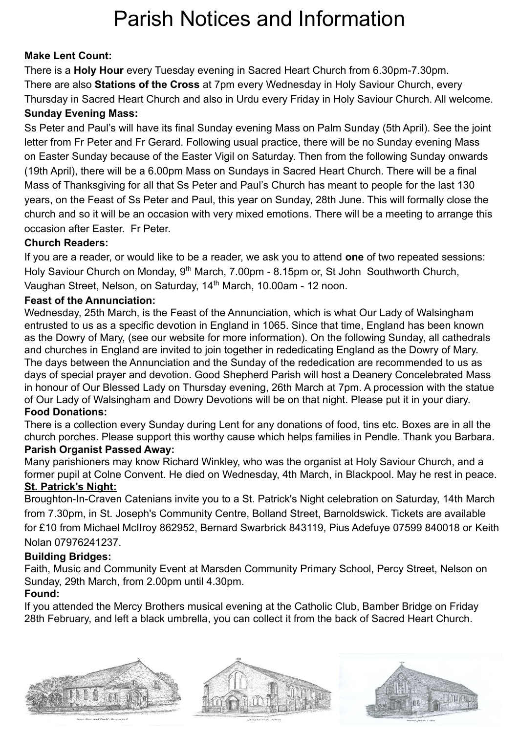# Parish Notices and Information

**Make Lent Count:**

There is a **Holy Hour** every Tuesday evening in Sacred Heart Church from 6.30pm-7.30pm. There are also **Stations of the Cross** at 7pm every Wednesday in Holy Saviour Church, every Thursday in Sacred Heart Church and also in Urdu every Friday in Holy Saviour Church. All welcome.

**Sunday Evening Mass:**

Ss Peter and Paul's will have its final Sunday evening Mass on Palm Sunday (5th April). See the joint letter from Fr Peter and Fr Gerard. Following usual practice, there will be no Sunday evening Mass on Easter Sunday because of the Easter Vigil on Saturday. Then from the following Sunday onwards (19th April), there will be a 6.00pm Mass on Sundays in Sacred Heart Church. There will be a final Mass of Thanksgiving for all that Ss Peter and Paul's Church has meant to people for the last 130 years, on the Feast of Ss Peter and Paul, this year on Sunday, 28th June. This will formally close the church and so it will be an occasion with very mixed emotions. There will be a meeting to arrange this occasion after Easter. Fr Peter.

**Church Readers:**

If you are a reader, or would like to be a reader, we ask you to attend **one** of two repeated sessions: Holy Saviour Church on Monday, 9th March, 7.00pm - 8.15pm or, St John Southworth Church, Vaughan Street, Nelson, on Saturday, 14th March, 10.00am - 12 noon.

**Feast of the Annunciation:**

Wednesday, 25th March, is the Feast of the Annunciation, which is what Our Lady of Walsingham entrusted to us as a specific devotion in England in 1065. Since that time, England has been known as the Dowry of Mary, (see our website for more information). On the following Sunday, all cathedrals and churches in England are invited to join together in rededicating England as the Dowry of Mary. The days between the Annunciation and the Sunday of the rededication are recommended to us as days of special prayer and devotion. Good Shepherd Parish will host a Deanery Concelebrated Mass in honour of Our Blessed Lady on Thursday evening, 26th March at 7pm. A procession with the statue of Our Lady of Walsingham and Dowry Devotions will be on that night. Please put it in your diary.

**Food Donations:**

There is a collection every Sunday during Lent for any donations of food, tins etc. Boxes are in all the church porches. Please support this worthy cause which helps families in Pendle. Thank you Barbara.

**Parish Organist Passed Away:**

Many parishioners may know Richard Winkley, who was the organist at Holy Saviour Church, and a former pupil at Colne Convent. He died on Wednesday, 4th March, in Blackpool. May he rest in peace.

**St. Patrick's Night:**

Broughton-In-Craven Catenians invite you to a St. Patrick's Night celebration on Saturday, 14th March from 7.30pm, in St. Joseph's Community Centre, Bolland Street, Barnoldswick. Tickets are available for £10 from Michael McIlroy 862952, Bernard Swarbrick 843119, Pius Adefuye 07599 840018 or Keith Nolan 07976241237.

**Building Bridges:**

Faith, Music and Community Event at Marsden Community Primary School, Percy Street, Nelson on Sunday, 29th March, from 2.00pm until 4.30pm.

**Found:**

If you attended the Mercy Brothers musical evening at the Catholic Club, Bamber Bridge on Friday 28th February, and left a black umbrella, you can collect it from the back of Sacred Heart Church.